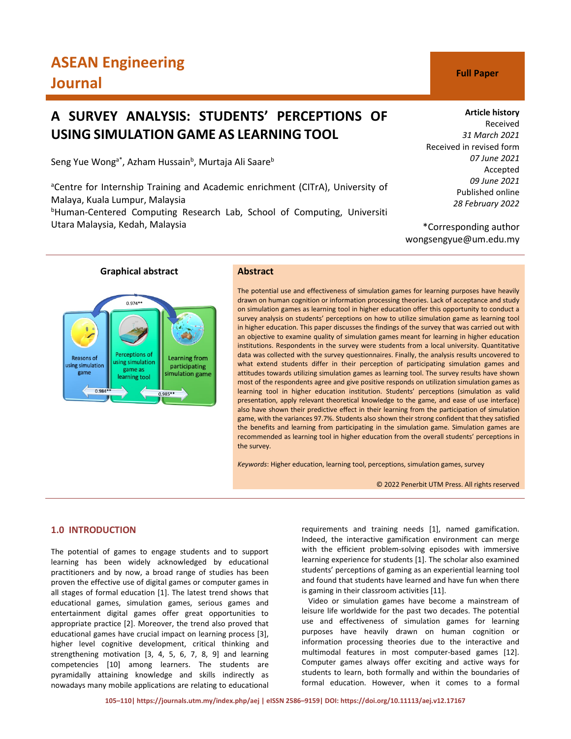ASEAN Engineering Journal

**Full Paper**

# A SURVEY ANALYSIS: STUDENTS' PERCEPTIONS OF USING SIMULATION GAME AS LEARNING TOOL

Seng Yue Wong[a*], Azham Hussain[b], Murtaja Ali Saare[b]

[a]Centre for Internship Training and Academic enrichment (CITrA), University of Malaya, Kuala Lumpur, Malaysia
[b]Human-Centered Computing Research Lab, School of Computing, Universiti Utara Malaysia, Kedah, Malaysia

**Article history**
Received
*31 March 2021*
Received in revised form
*07 June 2021*
Accepted
*09 June 2021*
Published online
*28 February 2022*

*Corresponding author
wongsengyue@um.edu.my

**Graphical abstract**

Reasons of using simulation game — Perceptions of using simulation game as learning tool — Learning from participating simulation game

0.974** | 0.984** | 0.985**

## Abstract

The potential use and effectiveness of simulation games for learning purposes have heavily drawn on human cognition or information processing theories. Lack of acceptance and study on simulation games as learning tool in higher education offer this opportunity to conduct a survey analysis on students' perceptions on how to utilize simulation game as learning tool in higher education. This paper discusses the findings of the survey that was carried out with an objective to examine quality of simulation games meant for learning in higher education institutions. Respondents in the survey were students from a local university. Quantitative data was collected with the survey questionnaires. Finally, the analysis results uncovered to what extend students differ in their perception of participating simulation games and attitudes towards utilizing simulation games as learning tool. The survey results have shown most of the respondents agree and give positive responds on utilization simulation games as learning tool in higher education institution. Students' perceptions (simulation as valid presentation, apply relevant theoretical knowledge to the game, and ease of use interface) also have shown their predictive effect in their learning from the participation of simulation game, with the variances 97.7%. Students also shown their strong confident that they satisfied the benefits and learning from participating in the simulation game. Simulation games are recommended as learning tool in higher education from the overall students' perceptions in the survey.

*Keywords*: Higher education, learning tool, perceptions, simulation games, survey

© 2022 Penerbit UTM Press. All rights reserved

## 1.0 INTRODUCTION

The potential of games to engage students and to support learning has been widely acknowledged by educational practitioners and by now, a broad range of studies has been proven the effective use of digital games or computer games in all stages of formal education [1]. The latest trend shows that educational games, simulation games, serious games and entertainment digital games offer great opportunities to appropriate practice [2]. Moreover, the trend also proved that educational games have crucial impact on learning process [3], higher level cognitive development, critical thinking and strengthening motivation [3, 4, 5, 6, 7, 8, 9] and learning competencies [10] among learners. The students are pyramidally attaining knowledge and skills indirectly as nowadays many mobile applications are relating to educational requirements and training needs [1], named gamification. Indeed, the interactive gamification environment can merge with the efficient problem-solving episodes with immersive learning experience for students [1]. The scholar also examined students' perceptions of gaming as an experiential learning tool and found that students have learned and have fun when there is gaming in their classroom activities [11].

Video or simulation games have become a mainstream of leisure life worldwide for the past two decades. The potential use and effectiveness of simulation games for learning purposes have heavily drawn on human cognition or information processing theories due to the interactive and multimodal features in most computer-based games [12]. Computer games always offer exciting and active ways for students to learn, both formally and within the boundaries of formal education. However, when it comes to a formal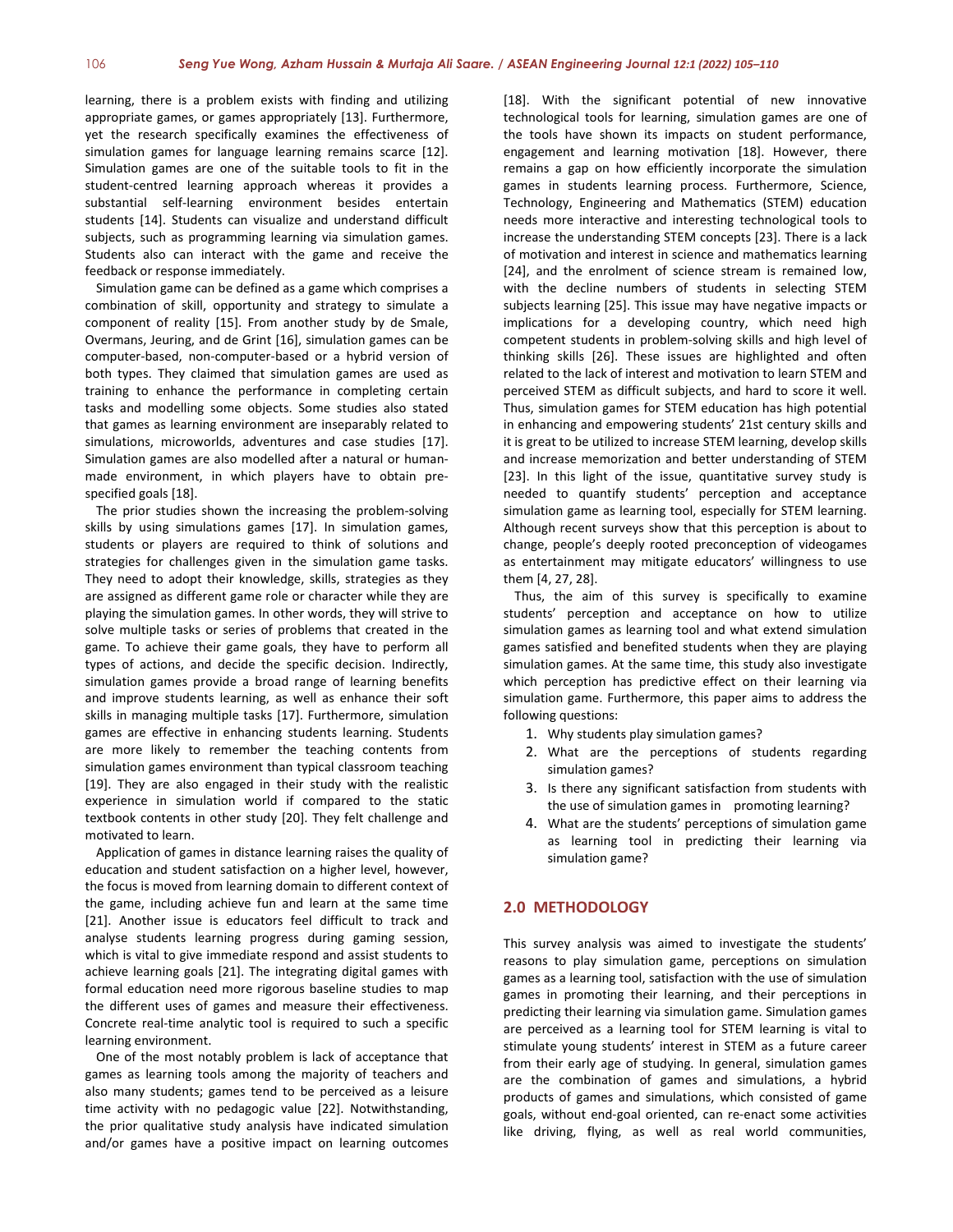learning, there is a problem exists with finding and utilizing appropriate games, or games appropriately [13]. Furthermore, yet the research specifically examines the effectiveness of simulation games for language learning remains scarce [12]. Simulation games are one of the suitable tools to fit in the student-centred learning approach whereas it provides a substantial self-learning environment besides entertain students [14]. Students can visualize and understand difficult subjects, such as programming learning via simulation games. Students also can interact with the game and receive the feedback or response immediately.

Simulation game can be defined as a game which comprises a combination of skill, opportunity and strategy to simulate a component of reality [15]. From another study by de Smale, Overmans, Jeuring, and de Grint [16], simulation games can be computer-based, non-computer-based or a hybrid version of both types. They claimed that simulation games are used as training to enhance the performance in completing certain tasks and modelling some objects. Some studies also stated that games as learning environment are inseparably related to simulations, microworlds, adventures and case studies [17]. Simulation games are also modelled after a natural or human-made environment, in which players have to obtain pre-specified goals [18].

The prior studies shown the increasing the problem-solving skills by using simulations games [17]. In simulation games, students or players are required to think of solutions and strategies for challenges given in the simulation game tasks. They need to adopt their knowledge, skills, strategies as they are assigned as different game role or character while they are playing the simulation games. In other words, they will strive to solve multiple tasks or series of problems that created in the game. To achieve their game goals, they have to perform all types of actions, and decide the specific decision. Indirectly, simulation games provide a broad range of learning benefits and improve students learning, as well as enhance their soft skills in managing multiple tasks [17]. Furthermore, simulation games are effective in enhancing students learning. Students are more likely to remember the teaching contents from simulation games environment than typical classroom teaching [19]. They are also engaged in their study with the realistic experience in simulation world if compared to the static textbook contents in other study [20]. They felt challenge and motivated to learn.

Application of games in distance learning raises the quality of education and student satisfaction on a higher level, however, the focus is moved from learning domain to different context of the game, including achieve fun and learn at the same time [21]. Another issue is educators feel difficult to track and analyse students learning progress during gaming session, which is vital to give immediate respond and assist students to achieve learning goals [21]. The integrating digital games with formal education need more rigorous baseline studies to map the different uses of games and measure their effectiveness. Concrete real-time analytic tool is required to such a specific learning environment.

One of the most notably problem is lack of acceptance that games as learning tools among the majority of teachers and also many students; games tend to be perceived as a leisure time activity with no pedagogic value [22]. Notwithstanding, the prior qualitative study analysis have indicated simulation and/or games have a positive impact on learning outcomes [18]. With the significant potential of new innovative technological tools for learning, simulation games are one of the tools have shown its impacts on student performance, engagement and learning motivation [18]. However, there remains a gap on how efficiently incorporate the simulation games in students learning process. Furthermore, Science, Technology, Engineering and Mathematics (STEM) education needs more interactive and interesting technological tools to increase the understanding STEM concepts [23]. There is a lack of motivation and interest in science and mathematics learning [24], and the enrolment of science stream is remained low, with the decline numbers of students in selecting STEM subjects learning [25]. This issue may have negative impacts or implications for a developing country, which need high competent students in problem-solving skills and high level of thinking skills [26]. These issues are highlighted and often related to the lack of interest and motivation to learn STEM and perceived STEM as difficult subjects, and hard to score it well. Thus, simulation games for STEM education has high potential in enhancing and empowering students' 21st century skills and it is great to be utilized to increase STEM learning, develop skills and increase memorization and better understanding of STEM [23]. In this light of the issue, quantitative survey study is needed to quantify students' perception and acceptance simulation game as learning tool, especially for STEM learning. Although recent surveys show that this perception is about to change, people's deeply rooted preconception of videogames as entertainment may mitigate educators' willingness to use them [4, 27, 28].

Thus, the aim of this survey is specifically to examine students' perception and acceptance on how to utilize simulation games as learning tool and what extend simulation games satisfied and benefited students when they are playing simulation games. At the same time, this study also investigate which perception has predictive effect on their learning via simulation game. Furthermore, this paper aims to address the following questions:

1. Why students play simulation games?
2. What are the perceptions of students regarding simulation games?
3. Is there any significant satisfaction from students with the use of simulation games in promoting learning?
4. What are the students' perceptions of simulation game as learning tool in predicting their learning via simulation game?

## 2.0 METHODOLOGY

This survey analysis was aimed to investigate the students' reasons to play simulation game, perceptions on simulation games as a learning tool, satisfaction with the use of simulation games in promoting their learning, and their perceptions in predicting their learning via simulation game. Simulation games are perceived as a learning tool for STEM learning is vital to stimulate young students' interest in STEM as a future career from their early age of studying. In general, simulation games are the combination of games and simulations, a hybrid products of games and simulations, which consisted of game goals, without end-goal oriented, can re-enact some activities like driving, flying, as well as real world communities,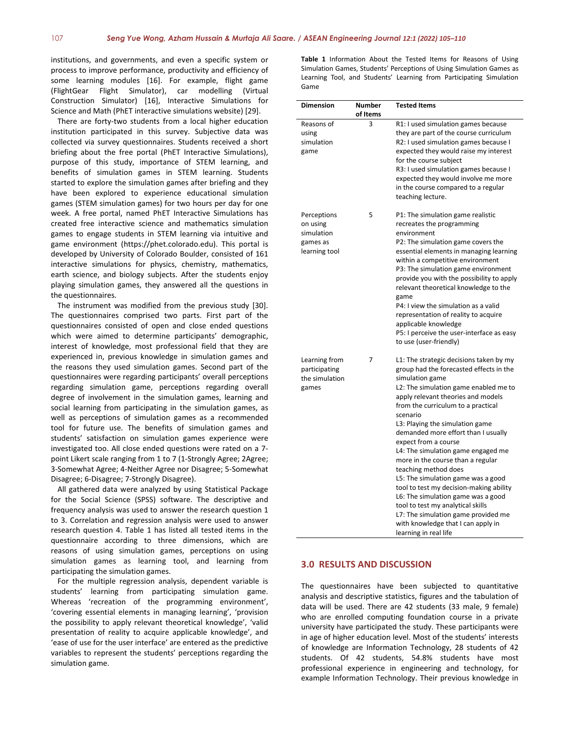institutions, and governments, and even a specific system or process to improve performance, productivity and efficiency of some learning modules [16]. For example, flight game (FlightGear Flight Simulator), car modelling (Virtual Construction Simulator) [16], Interactive Simulations for Science and Math (PhET interactive simulations website) [29].

There are forty-two students from a local higher education institution participated in this survey. Subjective data was collected via survey questionnaires. Students received a short briefing about the free portal (PhET Interactive Simulations), purpose of this study, importance of STEM learning, and benefits of simulation games in STEM learning. Students started to explore the simulation games after briefing and they have been explored to experience educational simulation games (STEM simulation games) for two hours per day for one week. A free portal, named PhET Interactive Simulations has created free interactive science and mathematics simulation games to engage students in STEM learning via intuitive and game environment (https://phet.colorado.edu). This portal is developed by University of Colorado Boulder, consisted of 161 interactive simulations for physics, chemistry, mathematics, earth science, and biology subjects. After the students enjoy playing simulation games, they answered all the questions in the questionnaires.

The instrument was modified from the previous study [30]. The questionnaires comprised two parts. First part of the questionnaires consisted of open and close ended questions which were aimed to determine participants' demographic, interest of knowledge, most professional field that they are experienced in, previous knowledge in simulation games and the reasons they used simulation games. Second part of the questionnaires were regarding participants' overall perceptions regarding simulation game, perceptions regarding overall degree of involvement in the simulation games, learning and social learning from participating in the simulation games, as well as perceptions of simulation games as a recommended tool for future use. The benefits of simulation games and students' satisfaction on simulation games experience were investigated too. All close ended questions were rated on a 7-point Likert scale ranging from 1 to 7 (1-Strongly Agree; 2Agree; 3-Somewhat Agree; 4-Neither Agree nor Disagree; 5-Somewhat Disagree; 6-Disagree; 7-Strongly Disagree).

All gathered data were analyzed by using Statistical Package for the Social Science (SPSS) software. The descriptive and frequency analysis was used to answer the research question 1 to 3. Correlation and regression analysis were used to answer research question 4. Table 1 has listed all tested items in the questionnaire according to three dimensions, which are reasons of using simulation games, perceptions on using simulation games as learning tool, and learning from participating the simulation games.

For the multiple regression analysis, dependent variable is students' learning from participating simulation game. Whereas 'recreation of the programming environment', 'covering essential elements in managing learning', 'provision the possibility to apply relevant theoretical knowledge', 'valid presentation of reality to acquire applicable knowledge', and 'ease of use for the user interface' are entered as the predictive variables to represent the students' perceptions regarding the simulation game.

**Table 1** Information About the Tested Items for Reasons of Using Simulation Games, Students' Perceptions of Using Simulation Games as Learning Tool, and Students' Learning from Participating Simulation Game

| Dimension | Number of Items | Tested Items |
|---|---|---|
| Reasons of using simulation game | 3 | R1: I used simulation games because they are part of the course curriculum<br>R2: I used simulation games because I expected they would raise my interest for the course subject<br>R3: I used simulation games because I expected they would involve me more in the course compared to a regular teaching lecture. |
| Perceptions on using simulation games as learning tool | 5 | P1: The simulation game realistic recreates the programming environment<br>P2: The simulation game covers the essential elements in managing learning within a competitive environment<br>P3: The simulation game environment provide you with the possibility to apply relevant theoretical knowledge to the game<br>P4: I view the simulation as a valid representation of reality to acquire applicable knowledge<br>P5: I perceive the user-interface as easy to use (user-friendly) |
| Learning from participating the simulation games | 7 | L1: The strategic decisions taken by my group had the forecasted effects in the simulation game<br>L2: The simulation game enabled me to apply relevant theories and models from the curriculum to a practical scenario<br>L3: Playing the simulation game demanded more effort than I usually expect from a course<br>L4: The simulation game engaged me more in the course than a regular teaching method does<br>L5: The simulation game was a good tool to test my decision-making ability<br>L6: The simulation game was a good tool to test my analytical skills<br>L7: The simulation game provided me with knowledge that I can apply in learning in real life |

## 3.0 RESULTS AND DISCUSSION

The questionnaires have been subjected to quantitative analysis and descriptive statistics, figures and the tabulation of data will be used. There are 42 students (33 male, 9 female) who are enrolled computing foundation course in a private university have participated the study. These participants were in age of higher education level. Most of the students' interests of knowledge are Information Technology, 28 students of 42 students. Of 42 students, 54.8% students have most professional experience in engineering and technology, for example Information Technology. Their previous knowledge in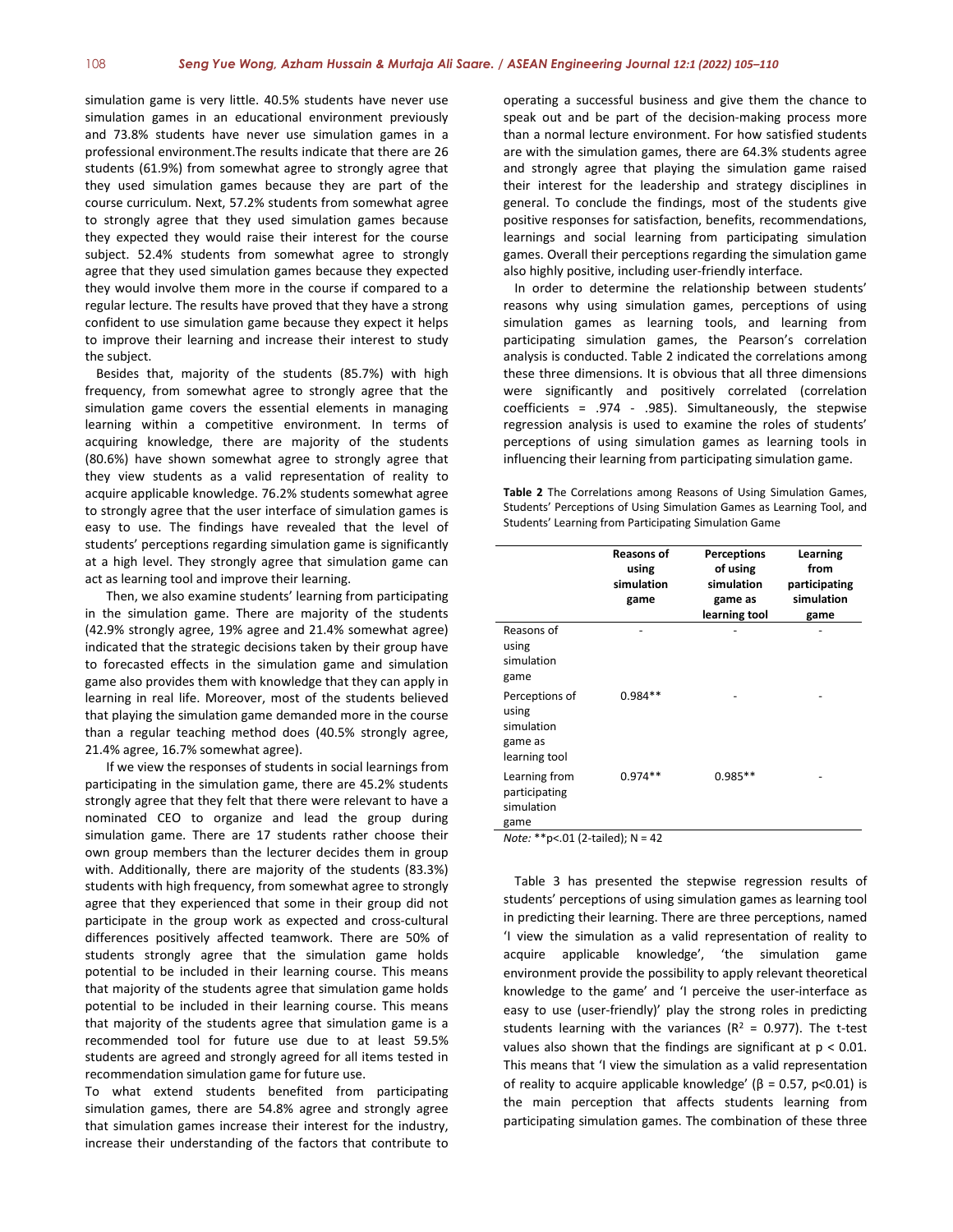simulation game is very little. 40.5% students have never use simulation games in an educational environment previously and 73.8% students have never use simulation games in a professional environment.The results indicate that there are 26 students (61.9%) from somewhat agree to strongly agree that they used simulation games because they are part of the course curriculum. Next, 57.2% students from somewhat agree to strongly agree that they used simulation games because they expected they would raise their interest for the course subject. 52.4% students from somewhat agree to strongly agree that they used simulation games because they expected they would involve them more in the course if compared to a regular lecture. The results have proved that they have a strong confident to use simulation game because they expect it helps to improve their learning and increase their interest to study the subject.

Besides that, majority of the students (85.7%) with high frequency, from somewhat agree to strongly agree that the simulation game covers the essential elements in managing learning within a competitive environment. In terms of acquiring knowledge, there are majority of the students (80.6%) have shown somewhat agree to strongly agree that they view students as a valid representation of reality to acquire applicable knowledge. 76.2% students somewhat agree to strongly agree that the user interface of simulation games is easy to use. The findings have revealed that the level of students' perceptions regarding simulation game is significantly at a high level. They strongly agree that simulation game can act as learning tool and improve their learning.

Then, we also examine students' learning from participating in the simulation game. There are majority of the students (42.9% strongly agree, 19% agree and 21.4% somewhat agree) indicated that the strategic decisions taken by their group have to forecasted effects in the simulation game and simulation game also provides them with knowledge that they can apply in learning in real life. Moreover, most of the students believed that playing the simulation game demanded more in the course than a regular teaching method does (40.5% strongly agree, 21.4% agree, 16.7% somewhat agree).

If we view the responses of students in social learnings from participating in the simulation game, there are 45.2% students strongly agree that they felt that there were relevant to have a nominated CEO to organize and lead the group during simulation game. There are 17 students rather choose their own group members than the lecturer decides them in group with. Additionally, there are majority of the students (83.3%) students with high frequency, from somewhat agree to strongly agree that they experienced that some in their group did not participate in the group work as expected and cross-cultural differences positively affected teamwork. There are 50% of students strongly agree that the simulation game holds potential to be included in their learning course. This means that majority of the students agree that simulation game holds potential to be included in their learning course. This means that majority of the students agree that simulation game is a recommended tool for future use due to at least 59.5% students are agreed and strongly agreed for all items tested in recommendation simulation game for future use.

To what extend students benefited from participating simulation games, there are 54.8% agree and strongly agree that simulation games increase their interest for the industry, increase their understanding of the factors that contribute to operating a successful business and give them the chance to speak out and be part of the decision-making process more than a normal lecture environment. For how satisfied students are with the simulation games, there are 64.3% students agree and strongly agree that playing the simulation game raised their interest for the leadership and strategy disciplines in general. To conclude the findings, most of the students give positive responses for satisfaction, benefits, recommendations, learnings and social learning from participating simulation games. Overall their perceptions regarding the simulation game also highly positive, including user-friendly interface.

In order to determine the relationship between students' reasons why using simulation games, perceptions of using simulation games as learning tools, and learning from participating simulation games, the Pearson's correlation analysis is conducted. Table 2 indicated the correlations among these three dimensions. It is obvious that all three dimensions were significantly and positively correlated (correlation coefficients = .974 - .985). Simultaneously, the stepwise regression analysis is used to examine the roles of students' perceptions of using simulation games as learning tools in influencing their learning from participating simulation game.

**Table 2** The Correlations among Reasons of Using Simulation Games, Students' Perceptions of Using Simulation Games as Learning Tool, and Students' Learning from Participating Simulation Game

| | **Reasons of using simulation game** | **Perceptions of using simulation game as learning tool** | **Learning from participating simulation game** |
|---|---|---|---|
| Reasons of using simulation game | - | - | - |
| Perceptions of using simulation game as learning tool | 0.984** | - | - |
| Learning from participating simulation game | 0.974** | 0.985** | - |

*Note:* **p<.01 (2-tailed); N = 42

Table 3 has presented the stepwise regression results of students' perceptions of using simulation games as learning tool in predicting their learning. There are three perceptions, named 'I view the simulation as a valid representation of reality to acquire applicable knowledge', 'the simulation game environment provide the possibility to apply relevant theoretical knowledge to the game' and 'I perceive the user-interface as easy to use (user-friendly)' play the strong roles in predicting students learning with the variances ($R^2$ = 0.977). The t-test values also shown that the findings are significant at $p < 0.01$. This means that 'I view the simulation as a valid representation of reality to acquire applicable knowledge' ($\beta$ = 0.57, $p<0.01$) is the main perception that affects students learning from participating simulation games. The combination of these three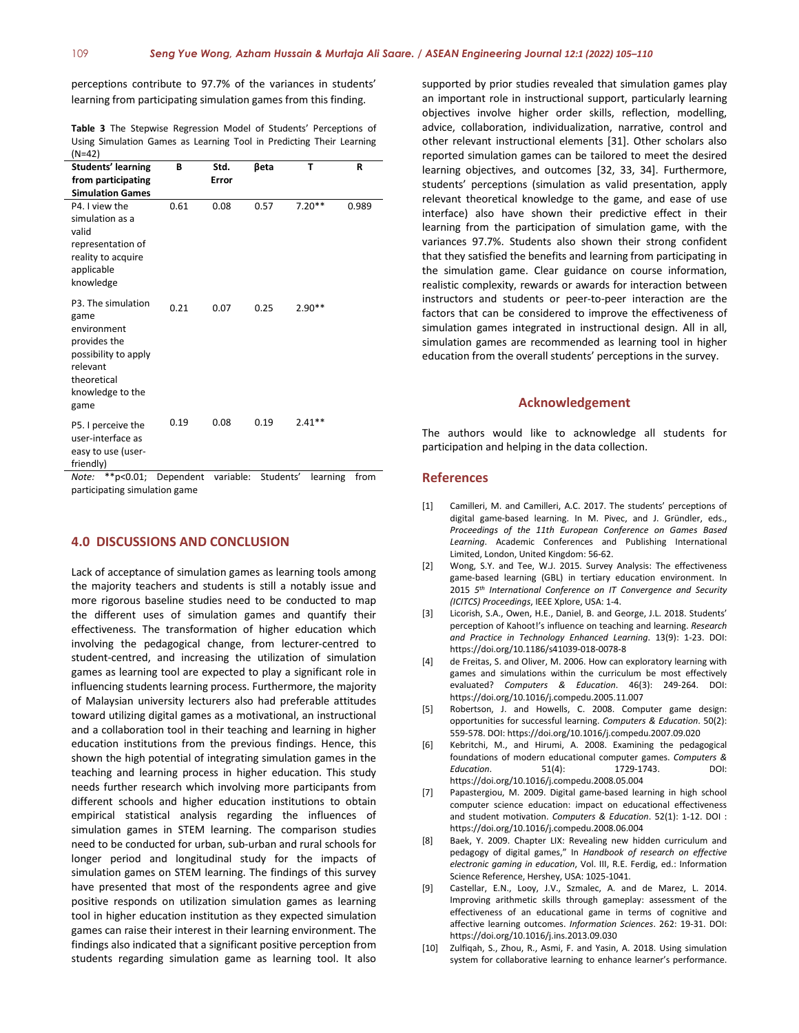perceptions contribute to 97.7% of the variances in students' learning from participating simulation games from this finding.

**Table 3** The Stepwise Regression Model of Students' Perceptions of Using Simulation Games as Learning Tool in Predicting Their Learning (N=42)

| Students' learning from participating Simulation Games | B | Std. Error | βeta | T | R |
|---|---|---|---|---|---|
| P4. I view the simulation as a valid representation of reality to acquire applicable knowledge | 0.61 | 0.08 | 0.57 | 7.20** | 0.989 |
| P3. The simulation game environment provides the possibility to apply relevant theoretical knowledge to the game | 0.21 | 0.07 | 0.25 | 2.90** | |
| P5. I perceive the user-interface as easy to use (user-friendly) | 0.19 | 0.08 | 0.19 | 2.41** | |

*Note:* **$p<0.01$; Dependent variable: Students' learning from participating simulation game

## 4.0 DISCUSSIONS AND CONCLUSION

Lack of acceptance of simulation games as learning tools among the majority teachers and students is still a notably issue and more rigorous baseline studies need to be conducted to map the different uses of simulation games and quantify their effectiveness. The transformation of higher education which involving the pedagogical change, from lecturer-centred to student-centred, and increasing the utilization of simulation games as learning tool are expected to play a significant role in influencing students learning process. Furthermore, the majority of Malaysian university lecturers also had preferable attitudes toward utilizing digital games as a motivational, an instructional and a collaboration tool in their teaching and learning in higher education institutions from the previous findings. Hence, this shown the high potential of integrating simulation games in the teaching and learning process in higher education. This study needs further research which involving more participants from different schools and higher education institutions to obtain empirical statistical analysis regarding the influences of simulation games in STEM learning. The comparison studies need to be conducted for urban, sub-urban and rural schools for longer period and longitudinal study for the impacts of simulation games on STEM learning. The findings of this survey have presented that most of the respondents agree and give positive responds on utilization simulation games as learning tool in higher education institution as they expected simulation games can raise their interest in their learning environment. The findings also indicated that a significant positive perception from students regarding simulation game as learning tool. It also supported by prior studies revealed that simulation games play an important role in instructional support, particularly learning objectives involve higher order skills, reflection, modelling, advice, collaboration, individualization, narrative, control and other relevant instructional elements [31]. Other scholars also reported simulation games can be tailored to meet the desired learning objectives, and outcomes [32, 33, 34]. Furthermore, students' perceptions (simulation as valid presentation, apply relevant theoretical knowledge to the game, and ease of use interface) also have shown their predictive effect in their learning from the participation of simulation game, with the variances 97.7%. Students also shown their strong confident that they satisfied the benefits and learning from participating in the simulation game. Clear guidance on course information, realistic complexity, rewards or awards for interaction between instructors and students or peer-to-peer interaction are the factors that can be considered to improve the effectiveness of simulation games integrated in instructional design. All in all, simulation games are recommended as learning tool in higher education from the overall students' perceptions in the survey.

## Acknowledgement

The authors would like to acknowledge all students for participation and helping in the data collection.

## References

[1] Camilleri, M. and Camilleri, A.C. 2017. The students' perceptions of digital game-based learning. In M. Pivec, and J. Gründler, eds., *Proceedings of the 11th European Conference on Games Based Learning*. Academic Conferences and Publishing International Limited, London, United Kingdom: 56-62.

[2] Wong, S.Y. and Tee, W.J. 2015. Survey Analysis: The effectiveness game-based learning (GBL) in tertiary education environment. In 2015 *5th International Conference on IT Convergence and Security (ICITCS) Proceedings*, IEEE Xplore, USA: 1-4.

[3] Licorish, S.A., Owen, H.E., Daniel, B. and George, J.L. 2018. Students' perception of Kahoot!'s influence on teaching and learning. *Research and Practice in Technology Enhanced Learning*. 13(9): 1-23. DOI: https://doi.org/10.1186/s41039-018-0078-8

[4] de Freitas, S. and Oliver, M. 2006. How can exploratory learning with games and simulations within the curriculum be most effectively evaluated? *Computers & Education*. 46(3): 249-264. DOI: https://doi.org/10.1016/j.compedu.2005.11.007

[5] Robertson, J. and Howells, C. 2008. Computer game design: opportunities for successful learning. *Computers & Education*. 50(2): 559-578. DOI: https://doi.org/10.1016/j.compedu.2007.09.020

[6] Kebritchi, M., and Hirumi, A. 2008. Examining the pedagogical foundations of modern educational computer games. *Computers & Education*. 51(4): 1729-1743. DOI: https://doi.org/10.1016/j.compedu.2008.05.004

[7] Papastergiou, M. 2009. Digital game-based learning in high school computer science education: impact on educational effectiveness and student motivation. *Computers & Education*. 52(1): 1-12. DOI : https://doi.org/10.1016/j.compedu.2008.06.004

[8] Baek, Y. 2009. Chapter LIX: Revealing new hidden curriculum and pedagogy of digital games," In *Handbook of research on effective electronic gaming in education*, Vol. III, R.E. Ferdig, ed.: Information Science Reference, Hershey, USA: 1025-1041.

[9] Castellar, E.N., Looy, J.V., Szmalec, A. and de Marez, L. 2014. Improving arithmetic skills through gameplay: assessment of the effectiveness of an educational game in terms of cognitive and affective learning outcomes. *Information Sciences*. 262: 19-31. DOI: https://doi.org/10.1016/j.ins.2013.09.030

[10] Zulfiqah, S., Zhou, R., Asmi, F. and Yasin, A. 2018. Using simulation system for collaborative learning to enhance learner's performance.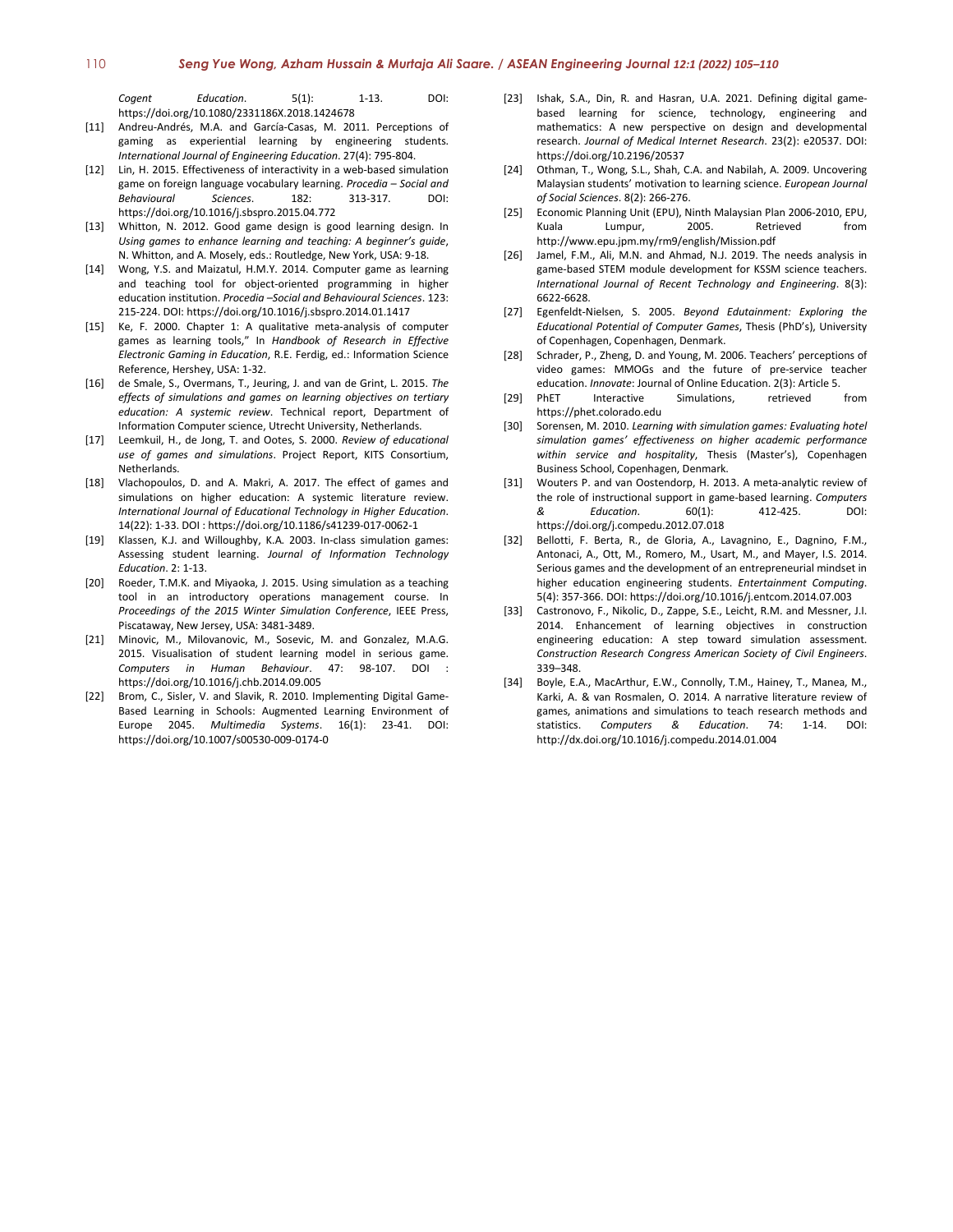*Cogent Education*. 5(1): 1-13. DOI: https://doi.org/10.1080/2331186X.2018.1424678

[11] Andreu-Andrés, M.A. and García-Casas, M. 2011. Perceptions of gaming as experiential learning by engineering students. *International Journal of Engineering Education*. 27(4): 795-804.

[12] Lin, H. 2015. Effectiveness of interactivity in a web-based simulation game on foreign language vocabulary learning. *Procedia – Social and Behavioural Sciences*. 182: 313-317. DOI: https://doi.org/10.1016/j.sbspro.2015.04.772

[13] Whitton, N. 2012. Good game design is good learning design. In *Using games to enhance learning and teaching: A beginner's guide*, N. Whitton, and A. Mosely, eds.: Routledge, New York, USA: 9-18.

[14] Wong, Y.S. and Maizatul, H.M.Y. 2014. Computer game as learning and teaching tool for object-oriented programming in higher education institution. *Procedia –Social and Behavioural Sciences*. 123: 215-224. DOI: https://doi.org/10.1016/j.sbspro.2014.01.1417

[15] Ke, F. 2000. Chapter 1: A qualitative meta-analysis of computer games as learning tools," In *Handbook of Research in Effective Electronic Gaming in Education*, R.E. Ferdig, ed.: Information Science Reference, Hershey, USA: 1-32.

[16] de Smale, S., Overmans, T., Jeuring, J. and van de Grint, L. 2015. *The effects of simulations and games on learning objectives on tertiary education: A systemic review*. Technical report, Department of Information Computer science, Utrecht University, Netherlands.

[17] Leemkuil, H., de Jong, T. and Ootes, S. 2000. *Review of educational use of games and simulations*. Project Report, KITS Consortium, Netherlands.

[18] Vlachopoulos, D. and A. Makri, A. 2017. The effect of games and simulations on higher education: A systemic literature review. *International Journal of Educational Technology in Higher Education*. 14(22): 1-33. DOI : https://doi.org/10.1186/s41239-017-0062-1

[19] Klassen, K.J. and Willoughby, K.A. 2003. In-class simulation games: Assessing student learning. *Journal of Information Technology Education*. 2: 1-13.

[20] Roeder, T.M.K. and Miyaoka, J. 2015. Using simulation as a teaching tool in an introductory operations management course. In *Proceedings of the 2015 Winter Simulation Conference*, IEEE Press, Piscataway, New Jersey, USA: 3481-3489.

[21] Minovic, M., Milovanovic, M., Sosevic, M. and Gonzalez, M.A.G. 2015. Visualisation of student learning model in serious game. *Computers in Human Behaviour*. 47: 98-107. DOI : https://doi.org/10.1016/j.chb.2014.09.005

[22] Brom, C., Sisler, V. and Slavik, R. 2010. Implementing Digital Game-Based Learning in Schools: Augmented Learning Environment of Europe 2045. *Multimedia Systems*. 16(1): 23-41. DOI: https://doi.org/10.1007/s00530-009-0174-0

[23] Ishak, S.A., Din, R. and Hasran, U.A. 2021. Defining digital game-based learning for science, technology, engineering and mathematics: A new perspective on design and developmental research. *Journal of Medical Internet Research*. 23(2): e20537. DOI: https://doi.org/10.2196/20537

[24] Othman, T., Wong, S.L., Shah, C.A. and Nabilah, A. 2009. Uncovering Malaysian students' motivation to learning science. *European Journal of Social Sciences*. 8(2): 266-276.

[25] Economic Planning Unit (EPU), Ninth Malaysian Plan 2006-2010, EPU, Kuala Lumpur, 2005. Retrieved from http://www.epu.jpm.my/rm9/english/Mission.pdf

[26] Jamel, F.M., Ali, M.N. and Ahmad, N.J. 2019. The needs analysis in game-based STEM module development for KSSM science teachers. *International Journal of Recent Technology and Engineering*. 8(3): 6622-6628.

[27] Egenfeldt-Nielsen, S. 2005. *Beyond Edutainment: Exploring the Educational Potential of Computer Games*, Thesis (PhD's), University of Copenhagen, Copenhagen, Denmark.

[28] Schrader, P., Zheng, D. and Young, M. 2006. Teachers' perceptions of video games: MMOGs and the future of pre-service teacher education. *Innovate*: Journal of Online Education. 2(3): Article 5.

[29] PhET Interactive Simulations, retrieved from https://phet.colorado.edu

[30] Sorensen, M. 2010. *Learning with simulation games: Evaluating hotel simulation games' effectiveness on higher academic performance within service and hospitality*, Thesis (Master's), Copenhagen Business School, Copenhagen, Denmark.

[31] Wouters P. and van Oostendorp, H. 2013. A meta-analytic review of the role of instructional support in game-based learning. *Computers & Education*. 60(1): 412-425. DOI: https://doi.org/j.compedu.2012.07.018

[32] Bellotti, F. Berta, R., de Gloria, A., Lavagnino, E., Dagnino, F.M., Antonaci, A., Ott, M., Romero, M., Usart, M., and Mayer, I.S. 2014. Serious games and the development of an entrepreneurial mindset in higher education engineering students. *Entertainment Computing*. 5(4): 357-366. DOI: https://doi.org/10.1016/j.entcom.2014.07.003

[33] Castronovo, F., Nikolic, D., Zappe, S.E., Leicht, R.M. and Messner, J.I. 2014. Enhancement of learning objectives in construction engineering education: A step toward simulation assessment. *Construction Research Congress American Society of Civil Engineers*. 339–348.

[34] Boyle, E.A., MacArthur, E.W., Connolly, T.M., Hainey, T., Manea, M., Karki, A. & van Rosmalen, O. 2014. A narrative literature review of games, animations and simulations to teach research methods and statistics. *Computers & Education*. 74: 1-14. DOI: http://dx.doi.org/10.1016/j.compedu.2014.01.004